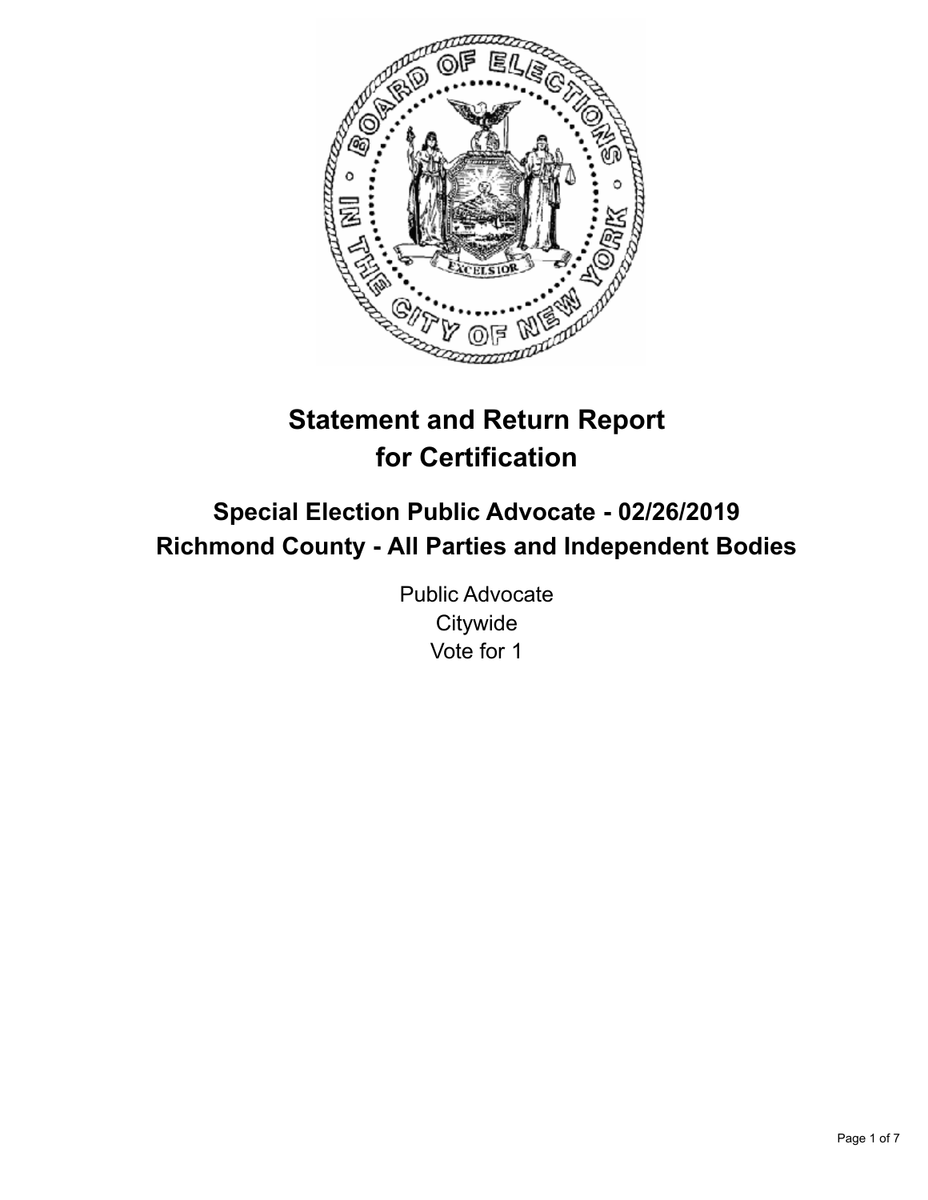# Statement and Return Report for Certification

## Special Election Public Advocate - 02/26/2019
## Richmond County - All Parties and Independent Bodies

Public Advocate
Citywide
Vote for 1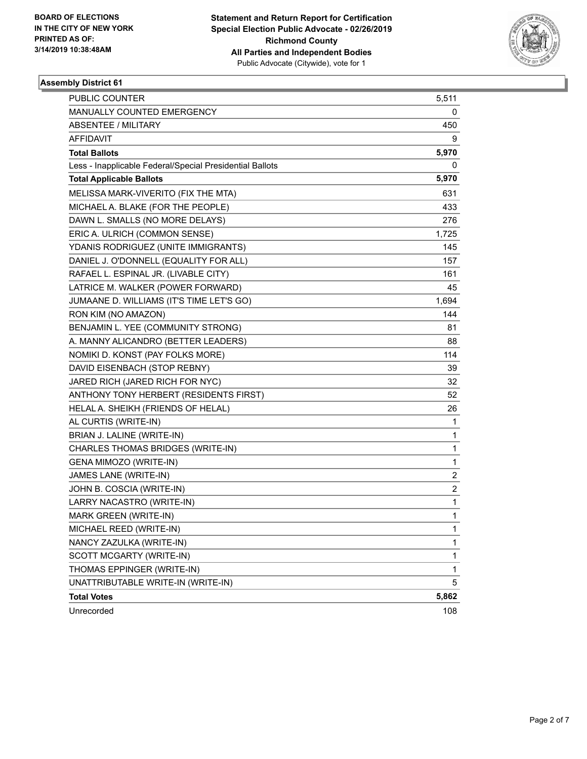**BOARD OF ELECTIONS IN THE CITY OF NEW YORK PRINTED AS OF: 3/14/2019 10:38:48AM**

**Statement and Return Report for Certification Special Election Public Advocate - 02/26/2019 Richmond County All Parties and Independent Bodies**
Public Advocate (Citywide), vote for 1

## Assembly District 61

| | |
|---|---|
| PUBLIC COUNTER | 5,511 |
| MANUALLY COUNTED EMERGENCY | 0 |
| ABSENTEE / MILITARY | 450 |
| AFFIDAVIT | 9 |
| **Total Ballots** | **5,970** |
| Less - Inapplicable Federal/Special Presidential Ballots | 0 |
| **Total Applicable Ballots** | **5,970** |
| MELISSA MARK-VIVERITO (FIX THE MTA) | 631 |
| MICHAEL A. BLAKE (FOR THE PEOPLE) | 433 |
| DAWN L. SMALLS (NO MORE DELAYS) | 276 |
| ERIC A. ULRICH (COMMON SENSE) | 1,725 |
| YDANIS RODRIGUEZ (UNITE IMMIGRANTS) | 145 |
| DANIEL J. O'DONNELL (EQUALITY FOR ALL) | 157 |
| RAFAEL L. ESPINAL JR. (LIVABLE CITY) | 161 |
| LATRICE M. WALKER (POWER FORWARD) | 45 |
| JUMAANE D. WILLIAMS (IT'S TIME LET'S GO) | 1,694 |
| RON KIM (NO AMAZON) | 144 |
| BENJAMIN L. YEE (COMMUNITY STRONG) | 81 |
| A. MANNY ALICANDRO (BETTER LEADERS) | 88 |
| NOMIKI D. KONST (PAY FOLKS MORE) | 114 |
| DAVID EISENBACH (STOP REBNY) | 39 |
| JARED RICH (JARED RICH FOR NYC) | 32 |
| ANTHONY TONY HERBERT (RESIDENTS FIRST) | 52 |
| HELAL A. SHEIKH (FRIENDS OF HELAL) | 26 |
| AL CURTIS (WRITE-IN) | 1 |
| BRIAN J. LALINE (WRITE-IN) | 1 |
| CHARLES THOMAS BRIDGES (WRITE-IN) | 1 |
| GENA MIMOZO (WRITE-IN) | 1 |
| JAMES LANE (WRITE-IN) | 2 |
| JOHN B. COSCIA (WRITE-IN) | 2 |
| LARRY NACASTRO (WRITE-IN) | 1 |
| MARK GREEN (WRITE-IN) | 1 |
| MICHAEL REED (WRITE-IN) | 1 |
| NANCY ZAZULKA (WRITE-IN) | 1 |
| SCOTT MCGARTY (WRITE-IN) | 1 |
| THOMAS EPPINGER (WRITE-IN) | 1 |
| UNATTRIBUTABLE WRITE-IN (WRITE-IN) | 5 |
| **Total Votes** | **5,862** |
| Unrecorded | 108 |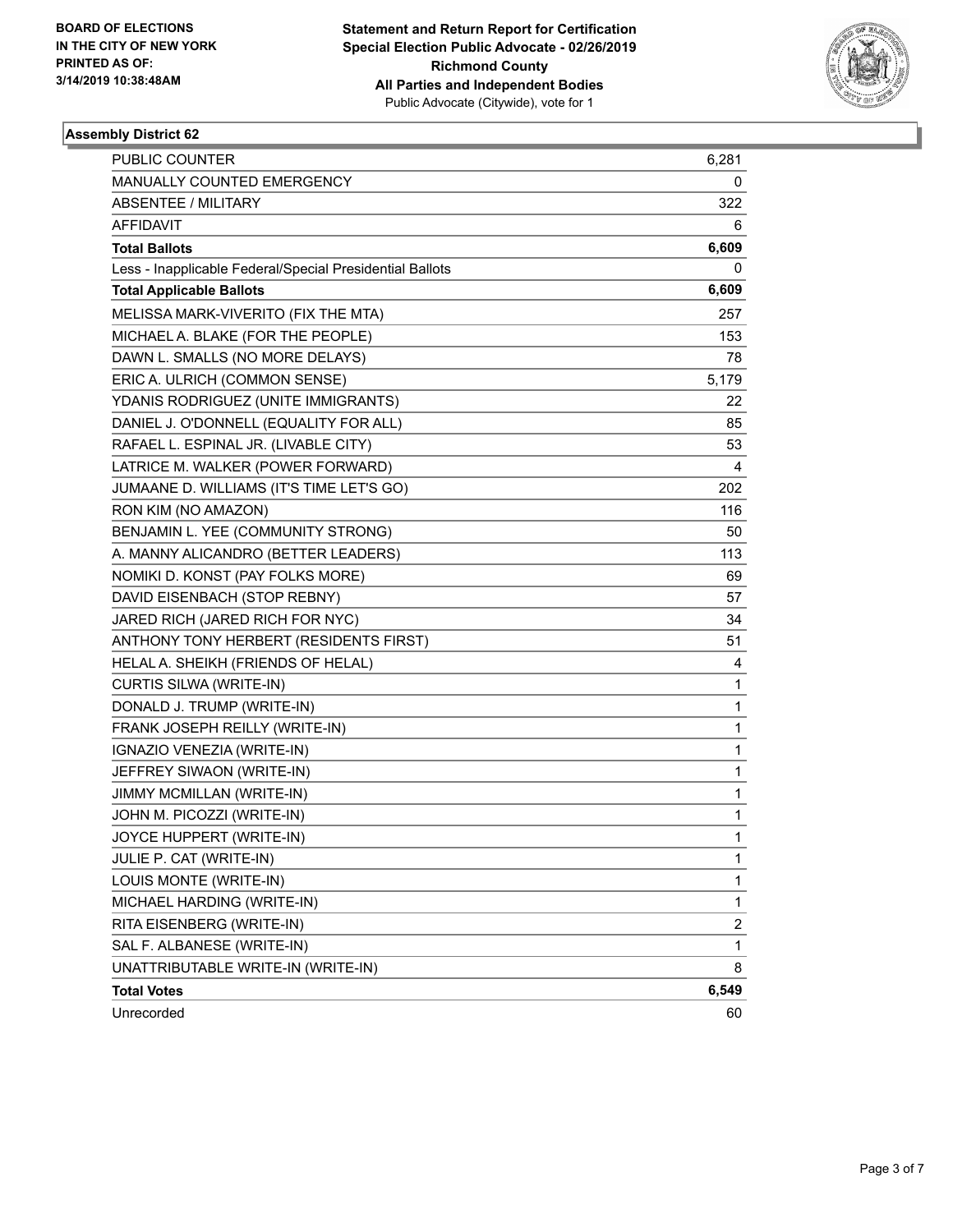**BOARD OF ELECTIONS IN THE CITY OF NEW YORK PRINTED AS OF: 3/14/2019 10:38:48AM**

**Statement and Return Report for Certification Special Election Public Advocate - 02/26/2019 Richmond County All Parties and Independent Bodies**
Public Advocate (Citywide), vote for 1

### Assembly District 62

| | |
|---|---|
| PUBLIC COUNTER | 6,281 |
| MANUALLY COUNTED EMERGENCY | 0 |
| ABSENTEE / MILITARY | 322 |
| AFFIDAVIT | 6 |
| **Total Ballots** | **6,609** |
| Less - Inapplicable Federal/Special Presidential Ballots | 0 |
| **Total Applicable Ballots** | **6,609** |
| MELISSA MARK-VIVERITO (FIX THE MTA) | 257 |
| MICHAEL A. BLAKE (FOR THE PEOPLE) | 153 |
| DAWN L. SMALLS (NO MORE DELAYS) | 78 |
| ERIC A. ULRICH (COMMON SENSE) | 5,179 |
| YDANIS RODRIGUEZ (UNITE IMMIGRANTS) | 22 |
| DANIEL J. O'DONNELL (EQUALITY FOR ALL) | 85 |
| RAFAEL L. ESPINAL JR. (LIVABLE CITY) | 53 |
| LATRICE M. WALKER (POWER FORWARD) | 4 |
| JUMAANE D. WILLIAMS (IT'S TIME LET'S GO) | 202 |
| RON KIM (NO AMAZON) | 116 |
| BENJAMIN L. YEE (COMMUNITY STRONG) | 50 |
| A. MANNY ALICANDRO (BETTER LEADERS) | 113 |
| NOMIKI D. KONST (PAY FOLKS MORE) | 69 |
| DAVID EISENBACH (STOP REBNY) | 57 |
| JARED RICH (JARED RICH FOR NYC) | 34 |
| ANTHONY TONY HERBERT (RESIDENTS FIRST) | 51 |
| HELAL A. SHEIKH (FRIENDS OF HELAL) | 4 |
| CURTIS SILWA (WRITE-IN) | 1 |
| DONALD J. TRUMP (WRITE-IN) | 1 |
| FRANK JOSEPH REILLY (WRITE-IN) | 1 |
| IGNAZIO VENEZIA (WRITE-IN) | 1 |
| JEFFREY SIWAON (WRITE-IN) | 1 |
| JIMMY MCMILLAN (WRITE-IN) | 1 |
| JOHN M. PICOZZI (WRITE-IN) | 1 |
| JOYCE HUPPERT (WRITE-IN) | 1 |
| JULIE P. CAT (WRITE-IN) | 1 |
| LOUIS MONTE (WRITE-IN) | 1 |
| MICHAEL HARDING (WRITE-IN) | 1 |
| RITA EISENBERG (WRITE-IN) | 2 |
| SAL F. ALBANESE (WRITE-IN) | 1 |
| UNATTRIBUTABLE WRITE-IN (WRITE-IN) | 8 |
| **Total Votes** | **6,549** |
| Unrecorded | 60 |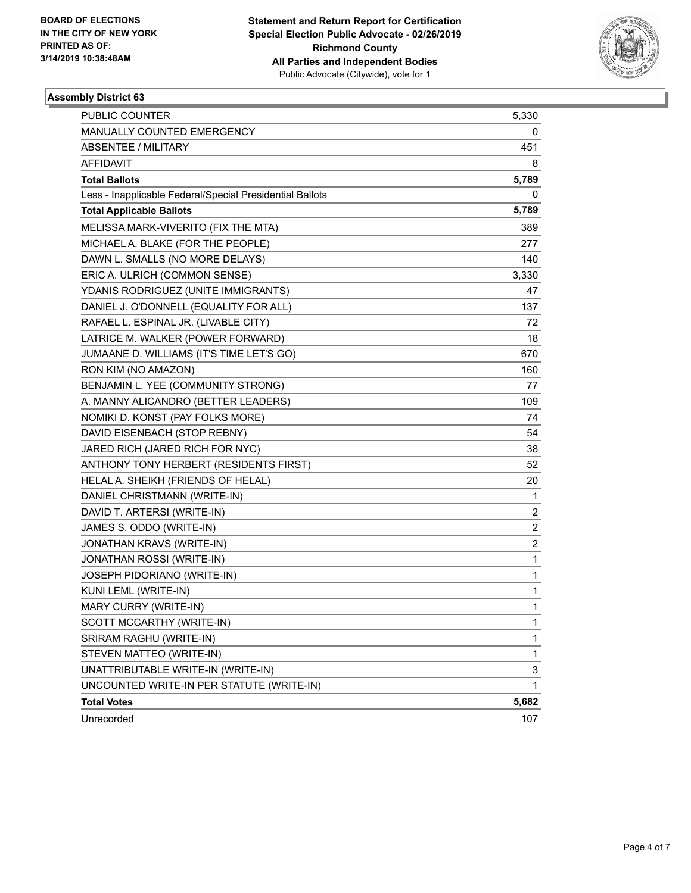**BOARD OF ELECTIONS IN THE CITY OF NEW YORK PRINTED AS OF: 3/14/2019 10:38:48AM**

**Statement and Return Report for Certification Special Election Public Advocate - 02/26/2019 Richmond County All Parties and Independent Bodies**
Public Advocate (Citywide), vote for 1

### Assembly District 63

| | |
|---|---|
| PUBLIC COUNTER | 5,330 |
| MANUALLY COUNTED EMERGENCY | 0 |
| ABSENTEE / MILITARY | 451 |
| AFFIDAVIT | 8 |
| **Total Ballots** | **5,789** |
| Less - Inapplicable Federal/Special Presidential Ballots | 0 |
| **Total Applicable Ballots** | **5,789** |
| MELISSA MARK-VIVERITO (FIX THE MTA) | 389 |
| MICHAEL A. BLAKE (FOR THE PEOPLE) | 277 |
| DAWN L. SMALLS (NO MORE DELAYS) | 140 |
| ERIC A. ULRICH (COMMON SENSE) | 3,330 |
| YDANIS RODRIGUEZ (UNITE IMMIGRANTS) | 47 |
| DANIEL J. O'DONNELL (EQUALITY FOR ALL) | 137 |
| RAFAEL L. ESPINAL JR. (LIVABLE CITY) | 72 |
| LATRICE M. WALKER (POWER FORWARD) | 18 |
| JUMAANE D. WILLIAMS (IT'S TIME LET'S GO) | 670 |
| RON KIM (NO AMAZON) | 160 |
| BENJAMIN L. YEE (COMMUNITY STRONG) | 77 |
| A. MANNY ALICANDRO (BETTER LEADERS) | 109 |
| NOMIKI D. KONST (PAY FOLKS MORE) | 74 |
| DAVID EISENBACH (STOP REBNY) | 54 |
| JARED RICH (JARED RICH FOR NYC) | 38 |
| ANTHONY TONY HERBERT (RESIDENTS FIRST) | 52 |
| HELAL A. SHEIKH (FRIENDS OF HELAL) | 20 |
| DANIEL CHRISTMANN (WRITE-IN) | 1 |
| DAVID T. ARTERSI (WRITE-IN) | 2 |
| JAMES S. ODDO (WRITE-IN) | 2 |
| JONATHAN KRAVS (WRITE-IN) | 2 |
| JONATHAN ROSSI (WRITE-IN) | 1 |
| JOSEPH PIDORIANO (WRITE-IN) | 1 |
| KUNI LEML (WRITE-IN) | 1 |
| MARY CURRY (WRITE-IN) | 1 |
| SCOTT MCCARTHY (WRITE-IN) | 1 |
| SRIRAM RAGHU (WRITE-IN) | 1 |
| STEVEN MATTEO (WRITE-IN) | 1 |
| UNATTRIBUTABLE WRITE-IN (WRITE-IN) | 3 |
| UNCOUNTED WRITE-IN PER STATUTE (WRITE-IN) | 1 |
| **Total Votes** | **5,682** |
| Unrecorded | 107 |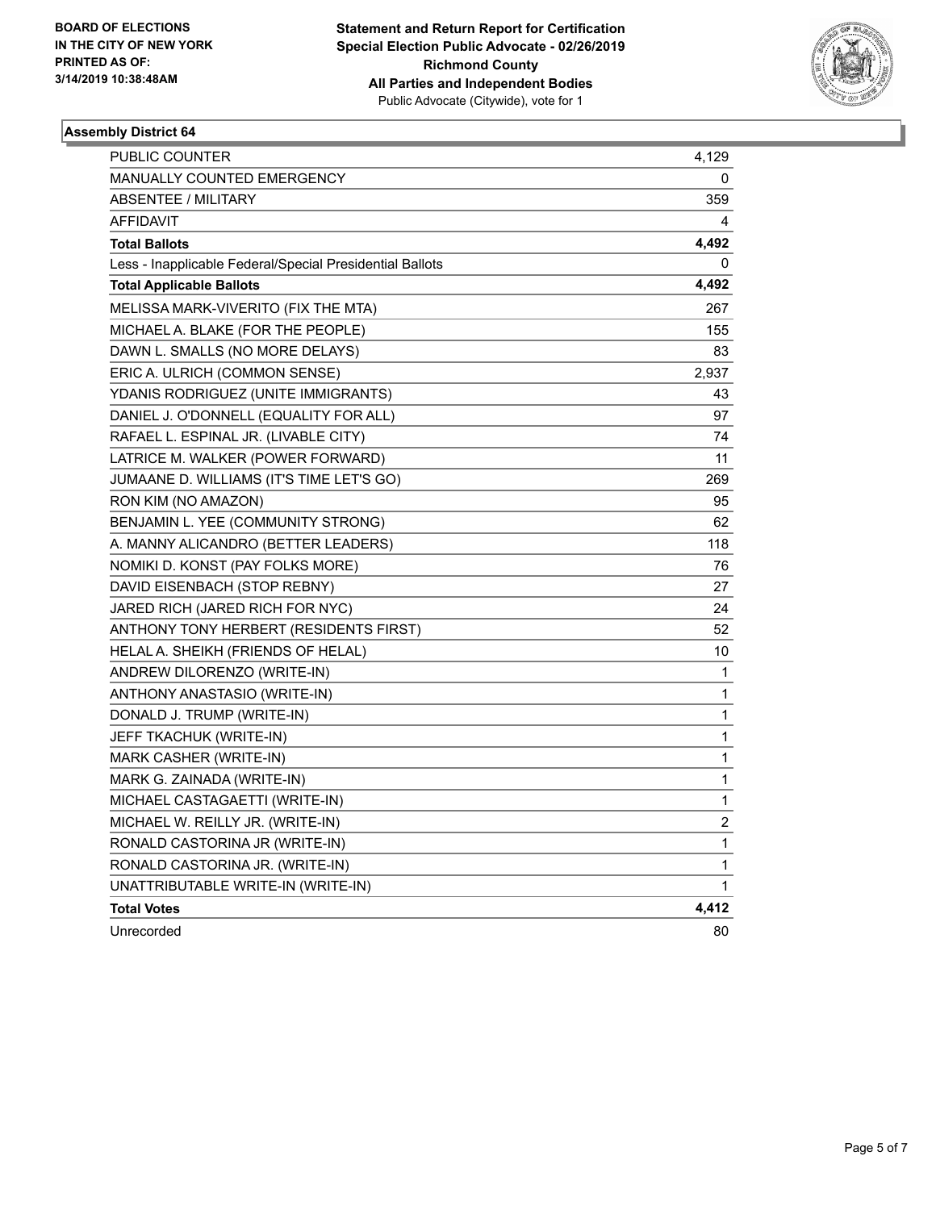BOARD OF ELECTIONS
IN THE CITY OF NEW YORK
PRINTED AS OF:
3/14/2019 10:38:48AM

**Statement and Return Report for Certification**
**Special Election Public Advocate - 02/26/2019**
**Richmond County**
**All Parties and Independent Bodies**
Public Advocate (Citywide), vote for 1

### Assembly District 64

| | |
|---|---|
| PUBLIC COUNTER | 4,129 |
| MANUALLY COUNTED EMERGENCY | 0 |
| ABSENTEE / MILITARY | 359 |
| AFFIDAVIT | 4 |
| **Total Ballots** | **4,492** |
| Less - Inapplicable Federal/Special Presidential Ballots | 0 |
| **Total Applicable Ballots** | **4,492** |
| MELISSA MARK-VIVERITO (FIX THE MTA) | 267 |
| MICHAEL A. BLAKE (FOR THE PEOPLE) | 155 |
| DAWN L. SMALLS (NO MORE DELAYS) | 83 |
| ERIC A. ULRICH (COMMON SENSE) | 2,937 |
| YDANIS RODRIGUEZ (UNITE IMMIGRANTS) | 43 |
| DANIEL J. O'DONNELL (EQUALITY FOR ALL) | 97 |
| RAFAEL L. ESPINAL JR. (LIVABLE CITY) | 74 |
| LATRICE M. WALKER (POWER FORWARD) | 11 |
| JUMAANE D. WILLIAMS (IT'S TIME LET'S GO) | 269 |
| RON KIM (NO AMAZON) | 95 |
| BENJAMIN L. YEE (COMMUNITY STRONG) | 62 |
| A. MANNY ALICANDRO (BETTER LEADERS) | 118 |
| NOMIKI D. KONST (PAY FOLKS MORE) | 76 |
| DAVID EISENBACH (STOP REBNY) | 27 |
| JARED RICH (JARED RICH FOR NYC) | 24 |
| ANTHONY TONY HERBERT (RESIDENTS FIRST) | 52 |
| HELAL A. SHEIKH (FRIENDS OF HELAL) | 10 |
| ANDREW DILORENZO (WRITE-IN) | 1 |
| ANTHONY ANASTASIO (WRITE-IN) | 1 |
| DONALD J. TRUMP (WRITE-IN) | 1 |
| JEFF TKACHUK (WRITE-IN) | 1 |
| MARK CASHER (WRITE-IN) | 1 |
| MARK G. ZAINADA (WRITE-IN) | 1 |
| MICHAEL CASTAGAETTI (WRITE-IN) | 1 |
| MICHAEL W. REILLY JR. (WRITE-IN) | 2 |
| RONALD CASTORINA JR (WRITE-IN) | 1 |
| RONALD CASTORINA JR. (WRITE-IN) | 1 |
| UNATTRIBUTABLE WRITE-IN (WRITE-IN) | 1 |
| **Total Votes** | **4,412** |
| Unrecorded | 80 |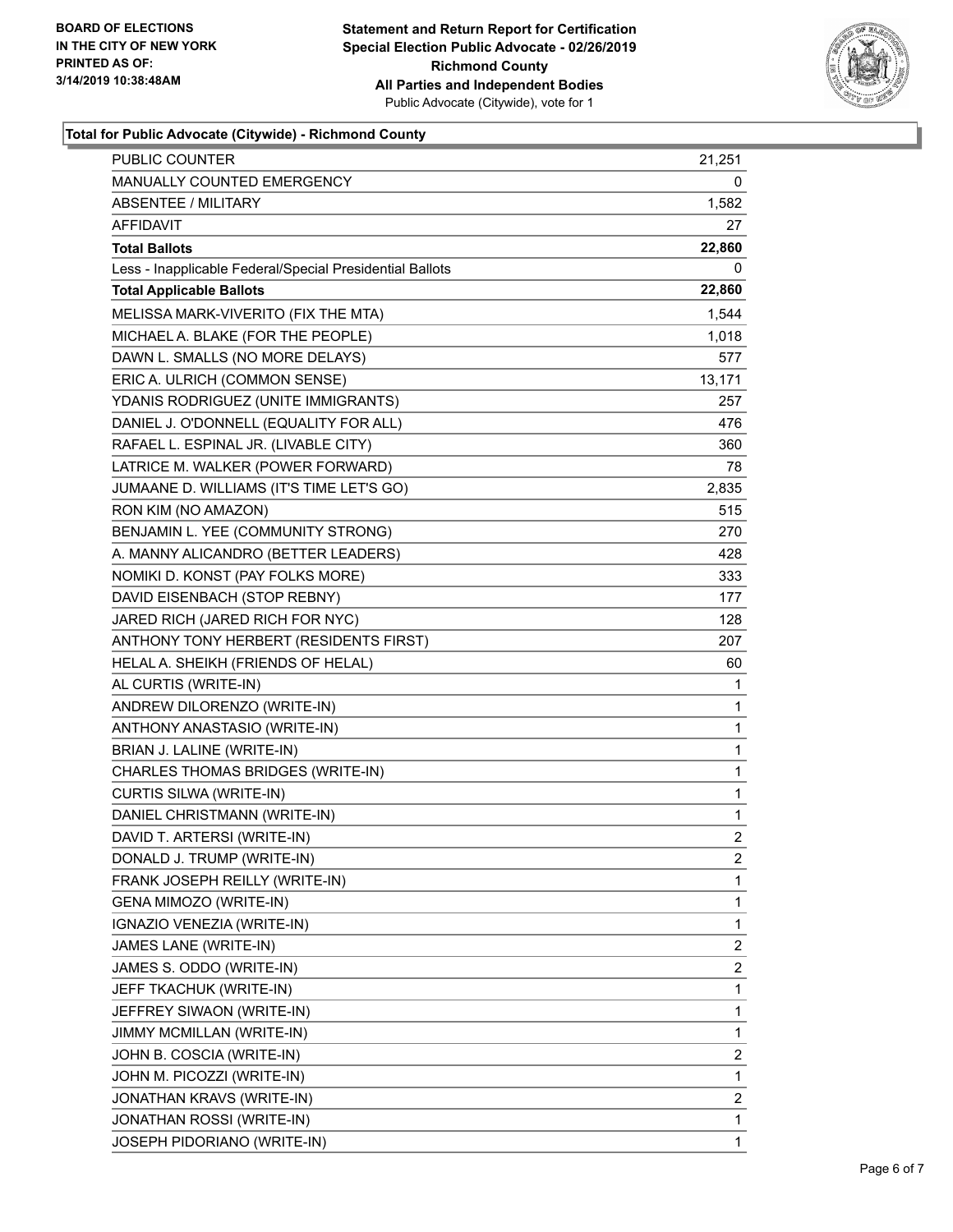**BOARD OF ELECTIONS IN THE CITY OF NEW YORK PRINTED AS OF: 3/14/2019 10:38:48AM**

**Statement and Return Report for Certification Special Election Public Advocate - 02/26/2019 Richmond County All Parties and Independent Bodies**
Public Advocate (Citywide), vote for 1

### Total for Public Advocate (Citywide) - Richmond County

| | |
|---|---|
| PUBLIC COUNTER | 21,251 |
| MANUALLY COUNTED EMERGENCY | 0 |
| ABSENTEE / MILITARY | 1,582 |
| AFFIDAVIT | 27 |
| **Total Ballots** | **22,860** |
| Less - Inapplicable Federal/Special Presidential Ballots | 0 |
| **Total Applicable Ballots** | **22,860** |
| MELISSA MARK-VIVERITO (FIX THE MTA) | 1,544 |
| MICHAEL A. BLAKE (FOR THE PEOPLE) | 1,018 |
| DAWN L. SMALLS (NO MORE DELAYS) | 577 |
| ERIC A. ULRICH (COMMON SENSE) | 13,171 |
| YDANIS RODRIGUEZ (UNITE IMMIGRANTS) | 257 |
| DANIEL J. O'DONNELL (EQUALITY FOR ALL) | 476 |
| RAFAEL L. ESPINAL JR. (LIVABLE CITY) | 360 |
| LATRICE M. WALKER (POWER FORWARD) | 78 |
| JUMAANE D. WILLIAMS (IT'S TIME LET'S GO) | 2,835 |
| RON KIM (NO AMAZON) | 515 |
| BENJAMIN L. YEE (COMMUNITY STRONG) | 270 |
| A. MANNY ALICANDRO (BETTER LEADERS) | 428 |
| NOMIKI D. KONST (PAY FOLKS MORE) | 333 |
| DAVID EISENBACH (STOP REBNY) | 177 |
| JARED RICH (JARED RICH FOR NYC) | 128 |
| ANTHONY TONY HERBERT (RESIDENTS FIRST) | 207 |
| HELAL A. SHEIKH (FRIENDS OF HELAL) | 60 |
| AL CURTIS (WRITE-IN) | 1 |
| ANDREW DILORENZO (WRITE-IN) | 1 |
| ANTHONY ANASTASIO (WRITE-IN) | 1 |
| BRIAN J. LALINE (WRITE-IN) | 1 |
| CHARLES THOMAS BRIDGES (WRITE-IN) | 1 |
| CURTIS SILWA (WRITE-IN) | 1 |
| DANIEL CHRISTMANN (WRITE-IN) | 1 |
| DAVID T. ARTERSI (WRITE-IN) | 2 |
| DONALD J. TRUMP (WRITE-IN) | 2 |
| FRANK JOSEPH REILLY (WRITE-IN) | 1 |
| GENA MIMOZO (WRITE-IN) | 1 |
| IGNAZIO VENEZIA (WRITE-IN) | 1 |
| JAMES LANE (WRITE-IN) | 2 |
| JAMES S. ODDO (WRITE-IN) | 2 |
| JEFF TKACHUK (WRITE-IN) | 1 |
| JEFFREY SIWAON (WRITE-IN) | 1 |
| JIMMY MCMILLAN (WRITE-IN) | 1 |
| JOHN B. COSCIA (WRITE-IN) | 2 |
| JOHN M. PICOZZI (WRITE-IN) | 1 |
| JONATHAN KRAVS (WRITE-IN) | 2 |
| JONATHAN ROSSI (WRITE-IN) | 1 |
| JOSEPH PIDORIANO (WRITE-IN) | 1 |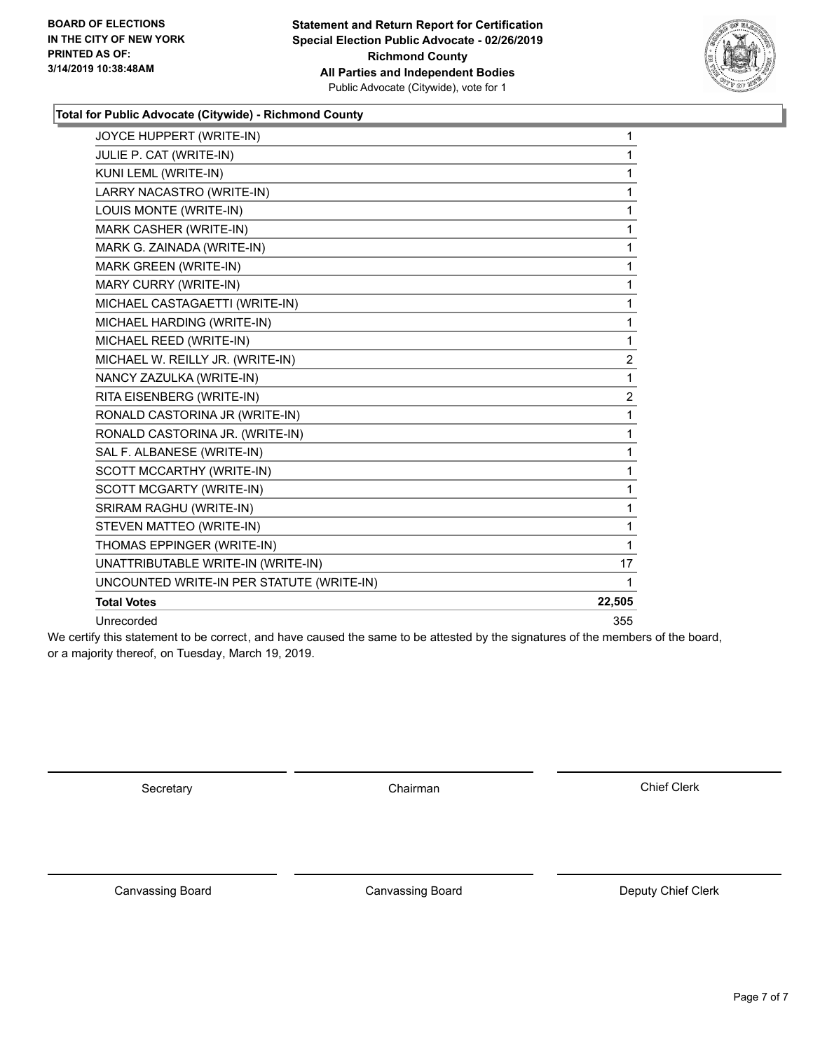**BOARD OF ELECTIONS IN THE CITY OF NEW YORK PRINTED AS OF: 3/14/2019 10:38:48AM**

**Statement and Return Report for Certification Special Election Public Advocate - 02/26/2019 Richmond County All Parties and Independent Bodies**
Public Advocate (Citywide), vote for 1

**Total for Public Advocate (Citywide) - Richmond County**

| | |
|---|---|
| JOYCE HUPPERT (WRITE-IN) | 1 |
| JULIE P. CAT (WRITE-IN) | 1 |
| KUNI LEML (WRITE-IN) | 1 |
| LARRY NACASTRO (WRITE-IN) | 1 |
| LOUIS MONTE (WRITE-IN) | 1 |
| MARK CASHER (WRITE-IN) | 1 |
| MARK G. ZAINADA (WRITE-IN) | 1 |
| MARK GREEN (WRITE-IN) | 1 |
| MARY CURRY (WRITE-IN) | 1 |
| MICHAEL CASTAGAETTI (WRITE-IN) | 1 |
| MICHAEL HARDING (WRITE-IN) | 1 |
| MICHAEL REED (WRITE-IN) | 1 |
| MICHAEL W. REILLY JR. (WRITE-IN) | 2 |
| NANCY ZAZULKA (WRITE-IN) | 1 |
| RITA EISENBERG (WRITE-IN) | 2 |
| RONALD CASTORINA JR (WRITE-IN) | 1 |
| RONALD CASTORINA JR. (WRITE-IN) | 1 |
| SAL F. ALBANESE (WRITE-IN) | 1 |
| SCOTT MCCARTHY (WRITE-IN) | 1 |
| SCOTT MCGARTY (WRITE-IN) | 1 |
| SRIRAM RAGHU (WRITE-IN) | 1 |
| STEVEN MATTEO (WRITE-IN) | 1 |
| THOMAS EPPINGER (WRITE-IN) | 1 |
| UNATTRIBUTABLE WRITE-IN (WRITE-IN) | 17 |
| UNCOUNTED WRITE-IN PER STATUTE (WRITE-IN) | 1 |
| **Total Votes** | **22,505** |
| Unrecorded | 355 |

We certify this statement to be correct, and have caused the same to be attested by the signatures of the members of the board, or a majority thereof, on Tuesday, March 19, 2019.

| | | |
|---|---|---|
| Secretary | Chairman | Chief Clerk |
| Canvassing Board | Canvassing Board | Deputy Chief Clerk |